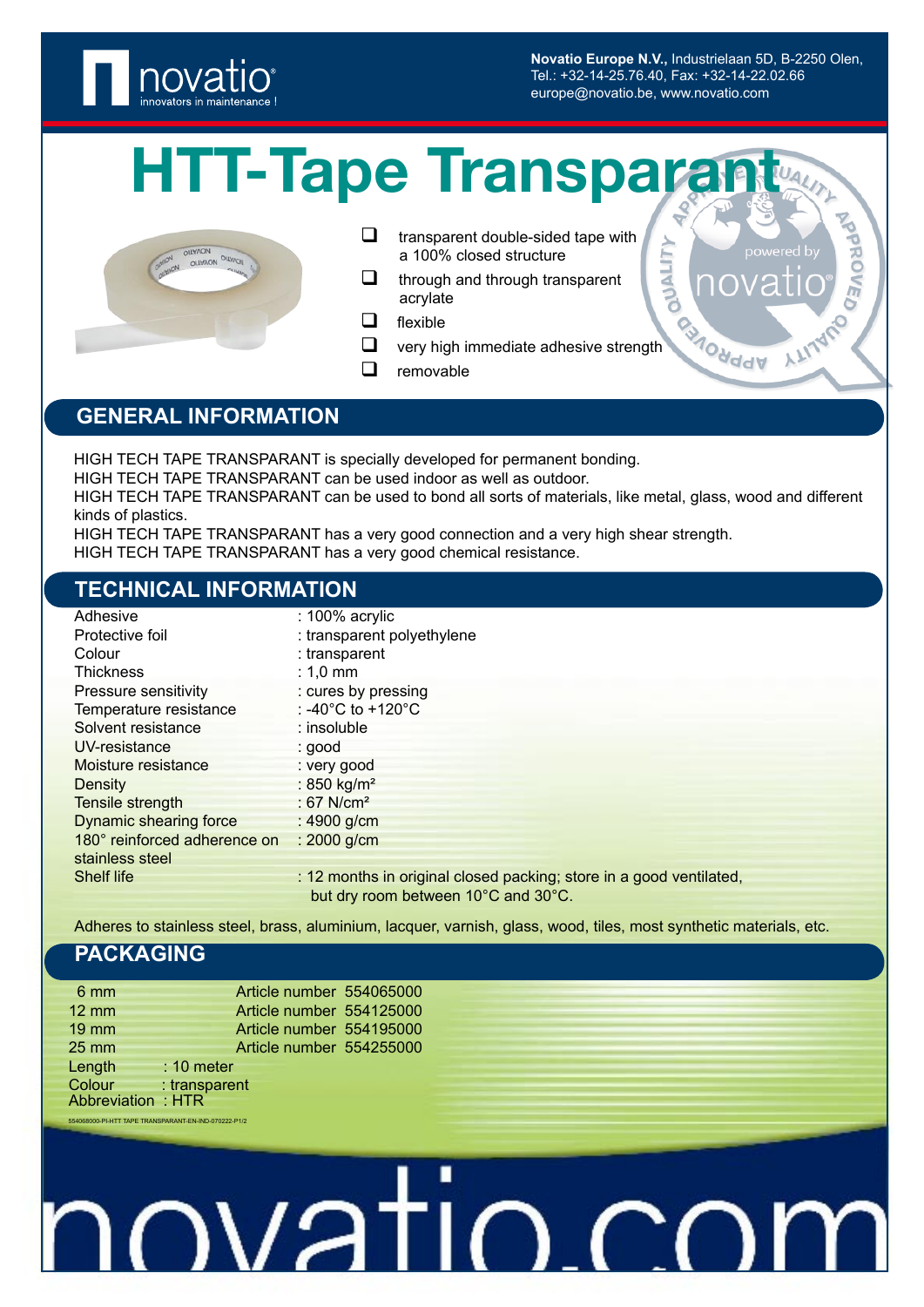Novatio Europe N.V., Industrielaan 5D, B-2250 Olen, Tel.: +32-14-25.76.40, Fax: +32-14-22.02.66
europe@novatio.be, www.novatio.com

# HTT-Tape Transparant

- transparent double-sided tape with a 100% closed structure
- through and through transparent acrylate
- flexible
- very high immediate adhesive strength
- removable

## GENERAL INFORMATION

HIGH TECH TAPE TRANSPARANT is specially developed for permanent bonding.
HIGH TECH TAPE TRANSPARANT can be used indoor as well as outdoor.
HIGH TECH TAPE TRANSPARANT can be used to bond all sorts of materials, like metal, glass, wood and different kinds of plastics.
HIGH TECH TAPE TRANSPARANT has a very good connection and a very high shear strength.
HIGH TECH TAPE TRANSPARANT has a very good chemical resistance.

## TECHNICAL INFORMATION

| | |
|---|---|
| Adhesive | : 100% acrylic |
| Protective foil | : transparent polyethylene |
| Colour | : transparent |
| Thickness | : 1,0 mm |
| Pressure sensitivity | : cures by pressing |
| Temperature resistance | : -40°C to +120°C |
| Solvent resistance | : insoluble |
| UV-resistance | : good |
| Moisture resistance | : very good |
| Density | : 850 kg/m² |
| Tensile strength | : 67 N/cm² |
| Dynamic shearing force | : 4900 g/cm |
| 180° reinforced adherence on stainless steel | : 2000 g/cm |
| Shelf life | : 12 months in original closed packing; store in a good ventilated, but dry room between 10°C and 30°C. |

Adheres to stainless steel, brass, aluminium, lacquer, varnish, glass, wood, tiles, most synthetic materials, etc.

## PACKAGING

| | |
|---|---|
| 6 mm | Article number 554065000 |
| 12 mm | Article number 554125000 |
| 19 mm | Article number 554195000 |
| 25 mm | Article number 554255000 |

Length : 10 meter
Colour : transparent
Abbreviation : HTR

554068000-PI-HTT TAPE TRANSPARANT-EN-IND-070222-P1/2

novatio.com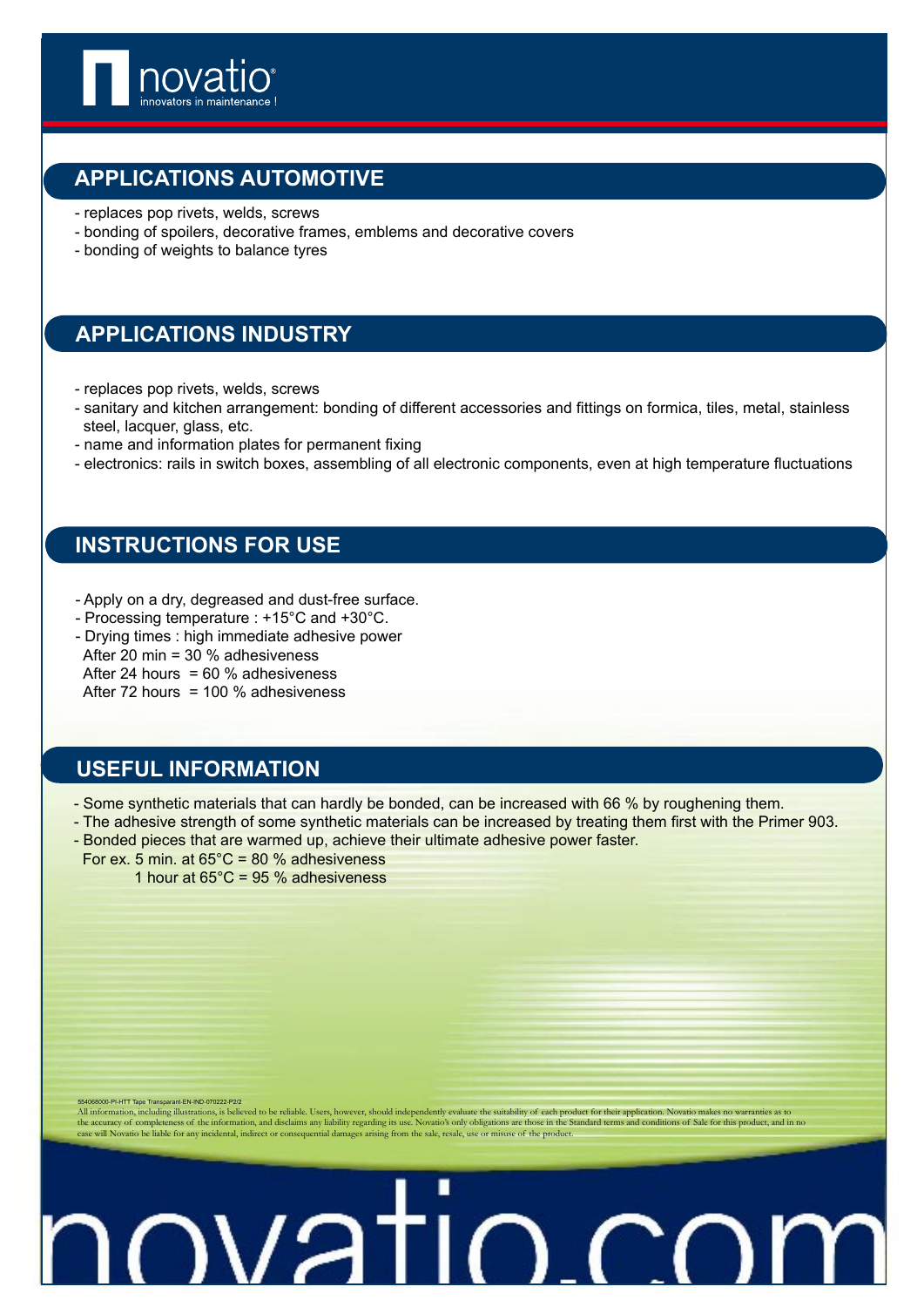## APPLICATIONS AUTOMOTIVE

- replaces pop rivets, welds, screws
- bonding of spoilers, decorative frames, emblems and decorative covers
- bonding of weights to balance tyres

## APPLICATIONS INDUSTRY

- replaces pop rivets, welds, screws
- sanitary and kitchen arrangement: bonding of different accessories and fittings on formica, tiles, metal, stainless steel, lacquer, glass, etc.
- name and information plates for permanent fixing
- electronics: rails in switch boxes, assembling of all electronic components, even at high temperature fluctuations

## INSTRUCTIONS FOR USE

- Apply on a dry, degreased and dust-free surface.
- Processing temperature : +15°C and +30°C.
- Drying times : high immediate adhesive power

  After 20 min = 30 % adhesiveness

  After 24 hours = 60 % adhesiveness

  After 72 hours = 100 % adhesiveness

## USEFUL INFORMATION

- Some synthetic materials that can hardly be bonded, can be increased with 66 % by roughening them.
- The adhesive strength of some synthetic materials can be increased by treating them first with the Primer 903.
- Bonded pieces that are warmed up, achieve their ultimate adhesive power faster.

  For ex. 5 min. at 65°C = 80 % adhesiveness

  1 hour at 65°C = 95 % adhesiveness

554068000-PI-HTT Tape Transparant-EN-IND-070222-P2/2

All information, including illustrations, is believed to be reliable. Users, however, should independently evaluate the suitability of each product for their application. Novatio makes no warranties as to the accuracy of completeness of the information, and disclaims any liability regarding its use. Novatio's only obligations are those in the Standard terms and conditions of Sale for this product, and in no case will Novatio be liable for any incidental, indirect or consequential damages arising from the sale, resale, use or misuse of the product.

novatio.com